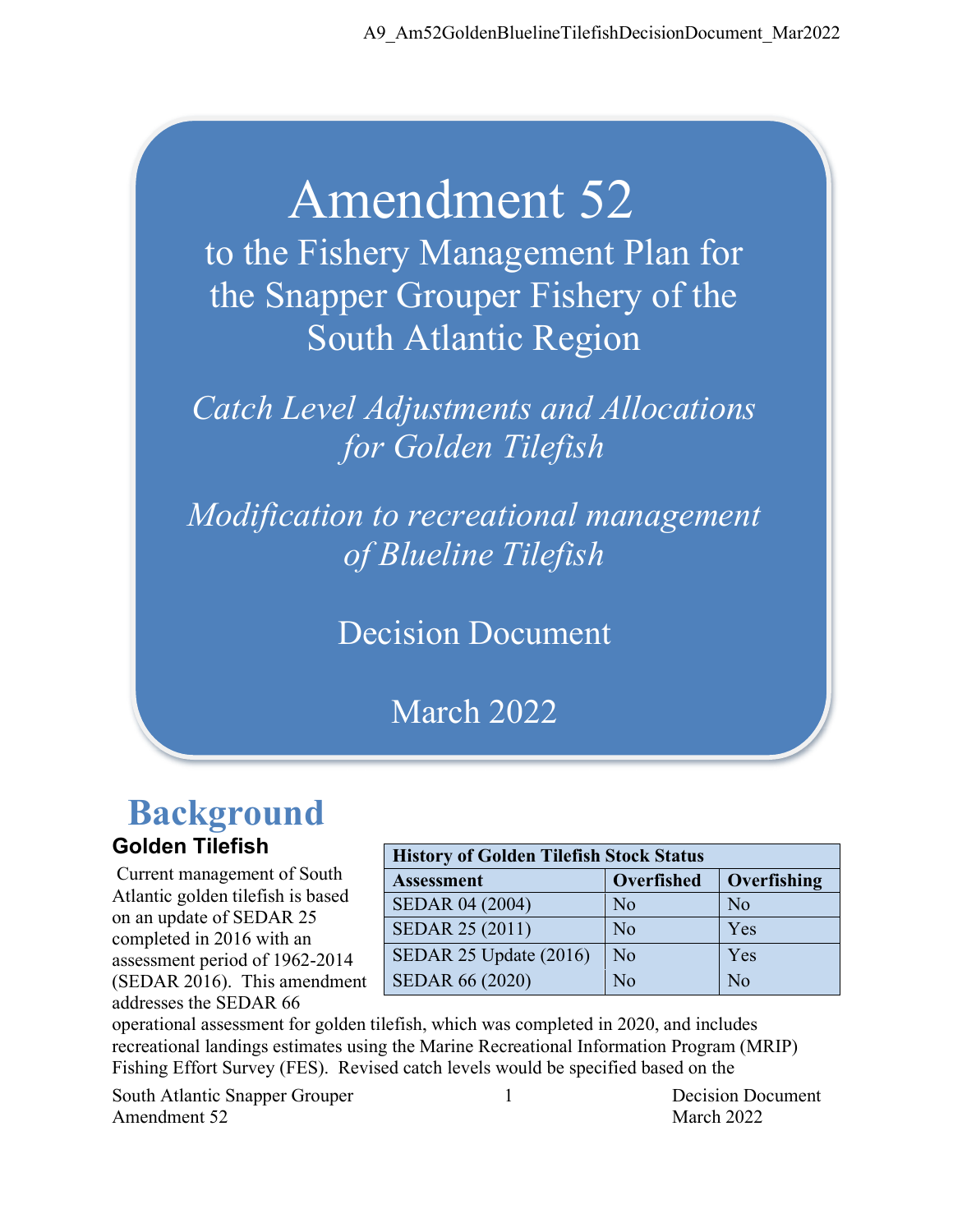# Amendment 52

to the Fishery Management Plan for the Snapper Grouper Fishery of the South Atlantic Region

*Catch Level Adjustments and Allocations for Golden Tilefish*

*Modification to recreational management of Blueline Tilefish*

Decision Document

March 2022

## Background

### Golden Tilefish

| History of Golden Tilefish Stock Status | | |
|---|---|---|
| **Assessment** | **Overfished** | **Overfishing** |
| SEDAR 04 (2004) | No | No |
| SEDAR 25 (2011) | No | Yes |
| SEDAR 25 Update (2016) | No | Yes |
| SEDAR 66 (2020) | No | No |

Current management of South Atlantic golden tilefish is based on an update of SEDAR 25 completed in 2016 with an assessment period of 1962-2014 (SEDAR 2016). This amendment addresses the SEDAR 66 operational assessment for golden tilefish, which was completed in 2020, and includes recreational landings estimates using the Marine Recreational Information Program (MRIP) Fishing Effort Survey (FES). Revised catch levels would be specified based on the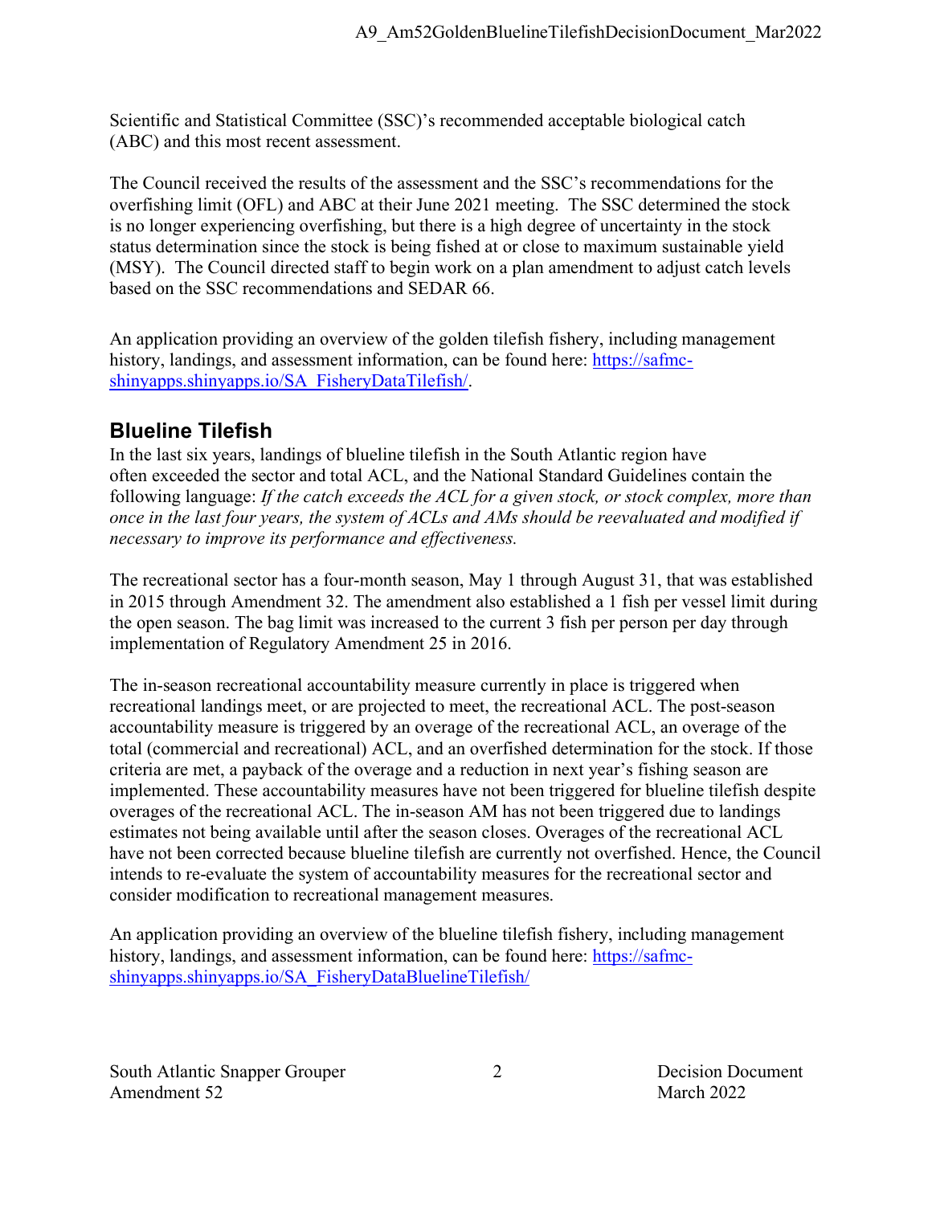Scientific and Statistical Committee (SSC)'s recommended acceptable biological catch (ABC) and this most recent assessment.

The Council received the results of the assessment and the SSC's recommendations for the overfishing limit (OFL) and ABC at their June 2021 meeting. The SSC determined the stock is no longer experiencing overfishing, but there is a high degree of uncertainty in the stock status determination since the stock is being fished at or close to maximum sustainable yield (MSY). The Council directed staff to begin work on a plan amendment to adjust catch levels based on the SSC recommendations and SEDAR 66.

An application providing an overview of the golden tilefish fishery, including management history, landings, and assessment information, can be found here: [https://safmc-shinyapps.shinyapps.io/SA_FisheryDataTilefish/](https://safmc-shinyapps.shinyapps.io/SA_FisheryDataTilefish/).

## Blueline Tilefish

In the last six years, landings of blueline tilefish in the South Atlantic region have often exceeded the sector and total ACL, and the National Standard Guidelines contain the following language: *If the catch exceeds the ACL for a given stock, or stock complex, more than once in the last four years, the system of ACLs and AMs should be reevaluated and modified if necessary to improve its performance and effectiveness.*

The recreational sector has a four-month season, May 1 through August 31, that was established in 2015 through Amendment 32. The amendment also established a 1 fish per vessel limit during the open season. The bag limit was increased to the current 3 fish per person per day through implementation of Regulatory Amendment 25 in 2016.

The in-season recreational accountability measure currently in place is triggered when recreational landings meet, or are projected to meet, the recreational ACL. The post-season accountability measure is triggered by an overage of the recreational ACL, an overage of the total (commercial and recreational) ACL, and an overfished determination for the stock. If those criteria are met, a payback of the overage and a reduction in next year's fishing season are implemented. These accountability measures have not been triggered for blueline tilefish despite overages of the recreational ACL. The in-season AM has not been triggered due to landings estimates not being available until after the season closes. Overages of the recreational ACL have not been corrected because blueline tilefish are currently not overfished. Hence, the Council intends to re-evaluate the system of accountability measures for the recreational sector and consider modification to recreational management measures.

An application providing an overview of the blueline tilefish fishery, including management history, landings, and assessment information, can be found here: [https://safmc-shinyapps.shinyapps.io/SA_FisheryDataBluelineTilefish/](https://safmc-shinyapps.shinyapps.io/SA_FisheryDataBluelineTilefish/)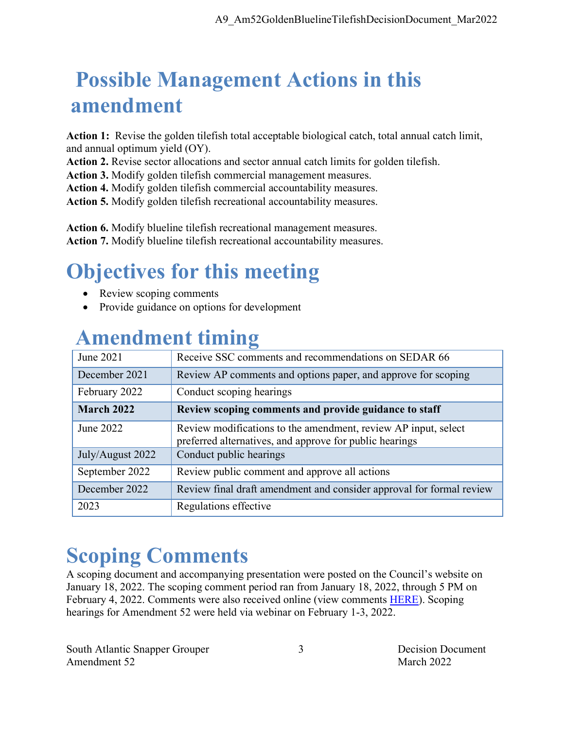# Possible Management Actions in this amendment

**Action 1:** Revise the golden tilefish total acceptable biological catch, total annual catch limit, and annual optimum yield (OY).
**Action 2.** Revise sector allocations and sector annual catch limits for golden tilefish.
**Action 3.** Modify golden tilefish commercial management measures.
**Action 4.** Modify golden tilefish commercial accountability measures.
**Action 5.** Modify golden tilefish recreational accountability measures.

**Action 6.** Modify blueline tilefish recreational management measures.
**Action 7.** Modify blueline tilefish recreational accountability measures.

# Objectives for this meeting

- Review scoping comments
- Provide guidance on options for development

# Amendment timing

| | |
|---|---|
| June 2021 | Receive SSC comments and recommendations on SEDAR 66 |
| December 2021 | Review AP comments and options paper, and approve for scoping |
| February 2022 | Conduct scoping hearings |
| **March 2022** | **Review scoping comments and provide guidance to staff** |
| June 2022 | Review modifications to the amendment, review AP input, select preferred alternatives, and approve for public hearings |
| July/August 2022 | Conduct public hearings |
| September 2022 | Review public comment and approve all actions |
| December 2022 | Review final draft amendment and consider approval for formal review |
| 2023 | Regulations effective |

# Scoping Comments

A scoping document and accompanying presentation were posted on the Council's website on January 18, 2022. The scoping comment period ran from January 18, 2022, through 5 PM on February 4, 2022. Comments were also received online (view comments HERE). Scoping hearings for Amendment 52 were held via webinar on February 1-3, 2022.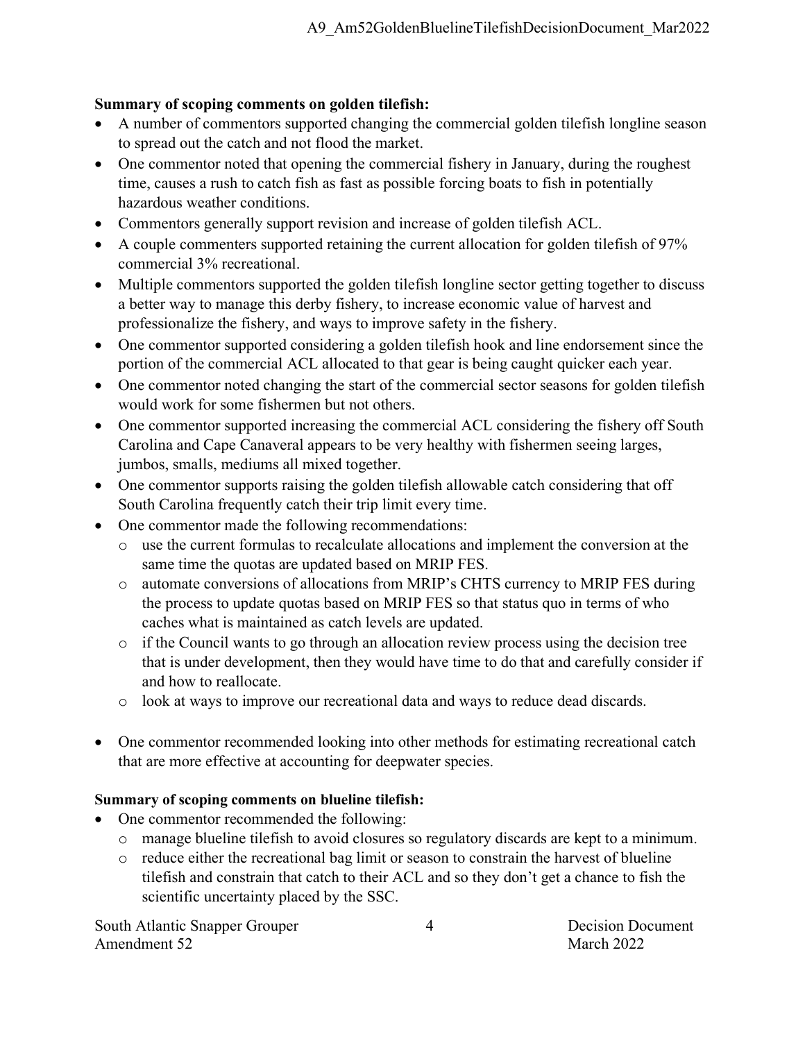**Summary of scoping comments on golden tilefish:**

- A number of commentors supported changing the commercial golden tilefish longline season to spread out the catch and not flood the market.
- One commentor noted that opening the commercial fishery in January, during the roughest time, causes a rush to catch fish as fast as possible forcing boats to fish in potentially hazardous weather conditions.
- Commentors generally support revision and increase of golden tilefish ACL.
- A couple commenters supported retaining the current allocation for golden tilefish of 97% commercial 3% recreational.
- Multiple commentors supported the golden tilefish longline sector getting together to discuss a better way to manage this derby fishery, to increase economic value of harvest and professionalize the fishery, and ways to improve safety in the fishery.
- One commentor supported considering a golden tilefish hook and line endorsement since the portion of the commercial ACL allocated to that gear is being caught quicker each year.
- One commentor noted changing the start of the commercial sector seasons for golden tilefish would work for some fishermen but not others.
- One commentor supported increasing the commercial ACL considering the fishery off South Carolina and Cape Canaveral appears to be very healthy with fishermen seeing larges, jumbos, smalls, mediums all mixed together.
- One commentor supports raising the golden tilefish allowable catch considering that off South Carolina frequently catch their trip limit every time.
- One commentor made the following recommendations:
    - use the current formulas to recalculate allocations and implement the conversion at the same time the quotas are updated based on MRIP FES.
    - automate conversions of allocations from MRIP's CHTS currency to MRIP FES during the process to update quotas based on MRIP FES so that status quo in terms of who caches what is maintained as catch levels are updated.
    - if the Council wants to go through an allocation review process using the decision tree that is under development, then they would have time to do that and carefully consider if and how to reallocate.
    - look at ways to improve our recreational data and ways to reduce dead discards.

- One commentor recommended looking into other methods for estimating recreational catch that are more effective at accounting for deepwater species.

**Summary of scoping comments on blueline tilefish:**

- One commentor recommended the following:
    - manage blueline tilefish to avoid closures so regulatory discards are kept to a minimum.
    - reduce either the recreational bag limit or season to constrain the harvest of blueline tilefish and constrain that catch to their ACL and so they don't get a chance to fish the scientific uncertainty placed by the SSC.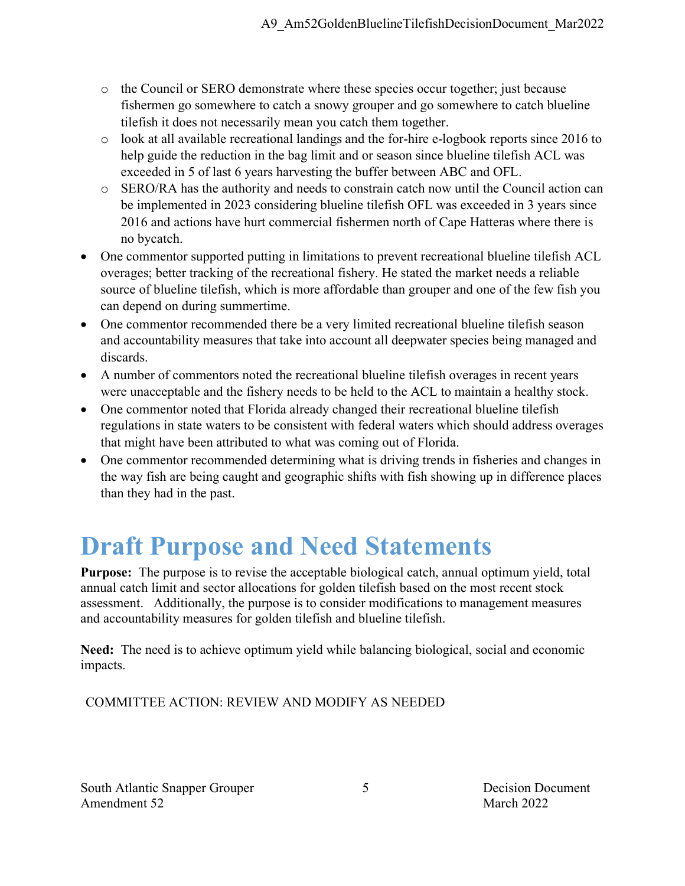- the Council or SERO demonstrate where these species occur together; just because fishermen go somewhere to catch a snowy grouper and go somewhere to catch blueline tilefish it does not necessarily mean you catch them together.
  - look at all available recreational landings and the for-hire e-logbook reports since 2016 to help guide the reduction in the bag limit and or season since blueline tilefish ACL was exceeded in 5 of last 6 years harvesting the buffer between ABC and OFL.
  - SERO/RA has the authority and needs to constrain catch now until the Council action can be implemented in 2023 considering blueline tilefish OFL was exceeded in 3 years since 2016 and actions have hurt commercial fishermen north of Cape Hatteras where there is no bycatch.
- One commentor supported putting in limitations to prevent recreational blueline tilefish ACL overages; better tracking of the recreational fishery. He stated the market needs a reliable source of blueline tilefish, which is more affordable than grouper and one of the few fish you can depend on during summertime.
- One commentor recommended there be a very limited recreational blueline tilefish season and accountability measures that take into account all deepwater species being managed and discards.
- A number of commentors noted the recreational blueline tilefish overages in recent years were unacceptable and the fishery needs to be held to the ACL to maintain a healthy stock.
- One commentor noted that Florida already changed their recreational blueline tilefish regulations in state waters to be consistent with federal waters which should address overages that might have been attributed to what was coming out of Florida.
- One commentor recommended determining what is driving trends in fisheries and changes in the way fish are being caught and geographic shifts with fish showing up in difference places than they had in the past.

# Draft Purpose and Need Statements

**Purpose:** The purpose is to revise the acceptable biological catch, annual optimum yield, total annual catch limit and sector allocations for golden tilefish based on the most recent stock assessment. Additionally, the purpose is to consider modifications to management measures and accountability measures for golden tilefish and blueline tilefish.

**Need:** The need is to achieve optimum yield while balancing biological, social and economic impacts.

COMMITTEE ACTION: REVIEW AND MODIFY AS NEEDED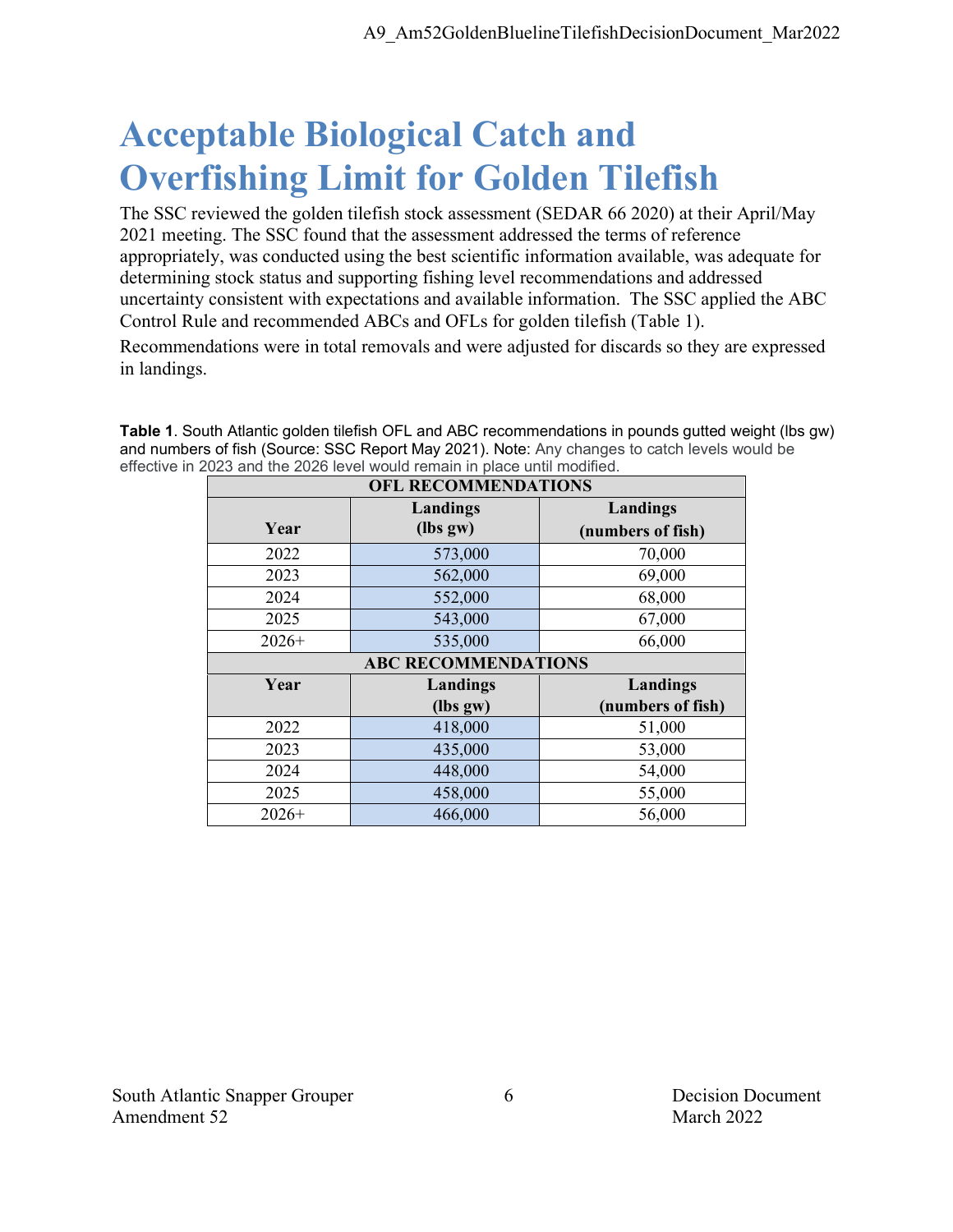# Acceptable Biological Catch and Overfishing Limit for Golden Tilefish

The SSC reviewed the golden tilefish stock assessment (SEDAR 66 2020) at their April/May 2021 meeting. The SSC found that the assessment addressed the terms of reference appropriately, was conducted using the best scientific information available, was adequate for determining stock status and supporting fishing level recommendations and addressed uncertainty consistent with expectations and available information. The SSC applied the ABC Control Rule and recommended ABCs and OFLs for golden tilefish (Table 1).

Recommendations were in total removals and were adjusted for discards so they are expressed in landings.

**Table 1**. South Atlantic golden tilefish OFL and ABC recommendations in pounds gutted weight (lbs gw) and numbers of fish (Source: SSC Report May 2021). Note: Any changes to catch levels would be effective in 2023 and the 2026 level would remain in place until modified.

| OFL RECOMMENDATIONS | | |
|---|---|---|
| **Year** | **Landings (lbs gw)** | **Landings (numbers of fish)** |
| 2022 | 573,000 | 70,000 |
| 2023 | 562,000 | 69,000 |
| 2024 | 552,000 | 68,000 |
| 2025 | 543,000 | 67,000 |
| 2026+ | 535,000 | 66,000 |
| **ABC RECOMMENDATIONS** | | |
| **Year** | **Landings (lbs gw)** | **Landings (numbers of fish)** |
| 2022 | 418,000 | 51,000 |
| 2023 | 435,000 | 53,000 |
| 2024 | 448,000 | 54,000 |
| 2025 | 458,000 | 55,000 |
| 2026+ | 466,000 | 56,000 |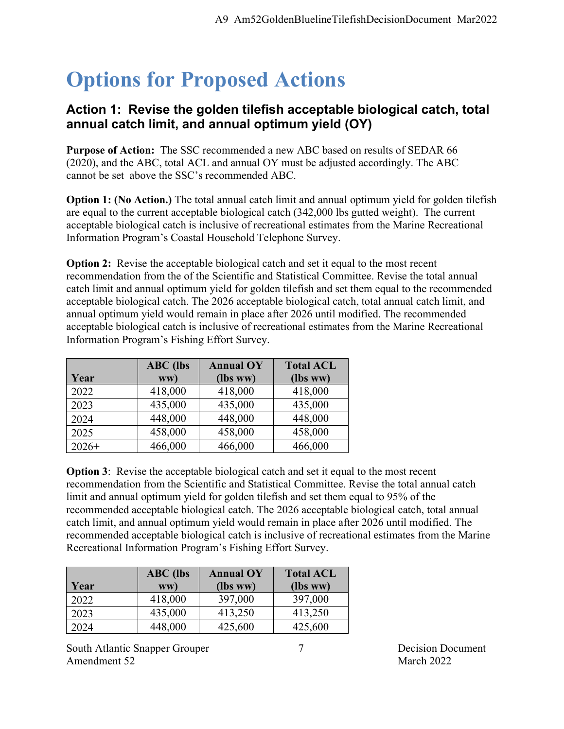# Options for Proposed Actions

## Action 1: Revise the golden tilefish acceptable biological catch, total annual catch limit, and annual optimum yield (OY)

**Purpose of Action:** The SSC recommended a new ABC based on results of SEDAR 66 (2020), and the ABC, total ACL and annual OY must be adjusted accordingly. The ABC cannot be set above the SSC's recommended ABC.

**Option 1: (No Action.)** The total annual catch limit and annual optimum yield for golden tilefish are equal to the current acceptable biological catch (342,000 lbs gutted weight). The current acceptable biological catch is inclusive of recreational estimates from the Marine Recreational Information Program's Coastal Household Telephone Survey.

**Option 2:** Revise the acceptable biological catch and set it equal to the most recent recommendation from the of the Scientific and Statistical Committee. Revise the total annual catch limit and annual optimum yield for golden tilefish and set them equal to the recommended acceptable biological catch. The 2026 acceptable biological catch, total annual catch limit, and annual optimum yield would remain in place after 2026 until modified. The recommended acceptable biological catch is inclusive of recreational estimates from the Marine Recreational Information Program's Fishing Effort Survey.

| Year | ABC (lbs ww) | Annual OY (lbs ww) | Total ACL (lbs ww) |
|---|---|---|---|
| 2022 | 418,000 | 418,000 | 418,000 |
| 2023 | 435,000 | 435,000 | 435,000 |
| 2024 | 448,000 | 448,000 | 448,000 |
| 2025 | 458,000 | 458,000 | 458,000 |
| 2026+ | 466,000 | 466,000 | 466,000 |

**Option 3**: Revise the acceptable biological catch and set it equal to the most recent recommendation from the Scientific and Statistical Committee. Revise the total annual catch limit and annual optimum yield for golden tilefish and set them equal to 95% of the recommended acceptable biological catch. The 2026 acceptable biological catch, total annual catch limit, and annual optimum yield would remain in place after 2026 until modified. The recommended acceptable biological catch is inclusive of recreational estimates from the Marine Recreational Information Program's Fishing Effort Survey.

| Year | ABC (lbs ww) | Annual OY (lbs ww) | Total ACL (lbs ww) |
|---|---|---|---|
| 2022 | 418,000 | 397,000 | 397,000 |
| 2023 | 435,000 | 413,250 | 413,250 |
| 2024 | 448,000 | 425,600 | 425,600 |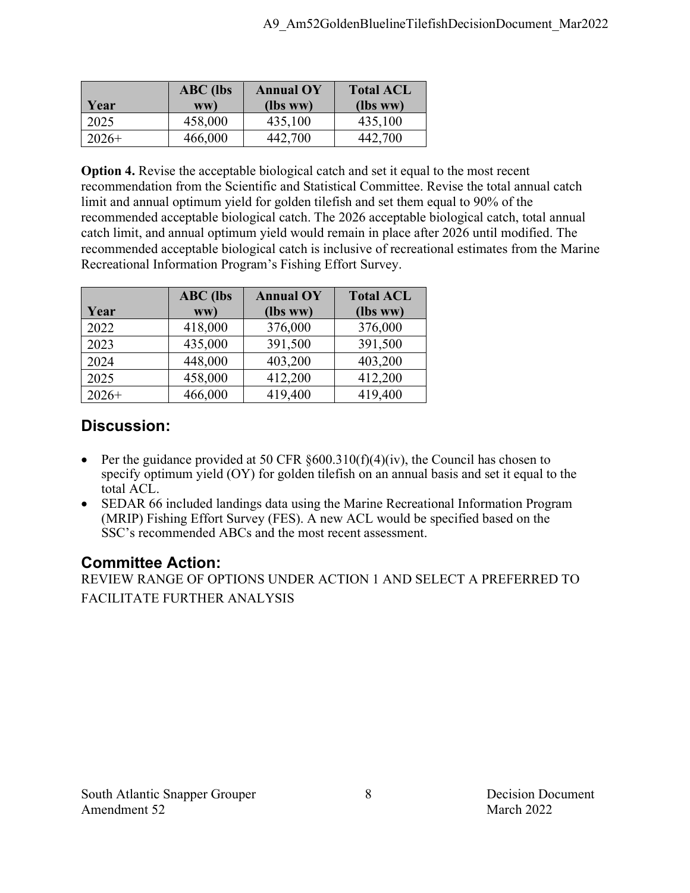| Year | ABC (lbs ww) | Annual OY (lbs ww) | Total ACL (lbs ww) |
|---|---|---|---|
| 2025 | 458,000 | 435,100 | 435,100 |
| 2026+ | 466,000 | 442,700 | 442,700 |

**Option 4.** Revise the acceptable biological catch and set it equal to the most recent recommendation from the Scientific and Statistical Committee. Revise the total annual catch limit and annual optimum yield for golden tilefish and set them equal to 90% of the recommended acceptable biological catch. The 2026 acceptable biological catch, total annual catch limit, and annual optimum yield would remain in place after 2026 until modified. The recommended acceptable biological catch is inclusive of recreational estimates from the Marine Recreational Information Program's Fishing Effort Survey.

| Year | ABC (lbs ww) | Annual OY (lbs ww) | Total ACL (lbs ww) |
|---|---|---|---|
| 2022 | 418,000 | 376,000 | 376,000 |
| 2023 | 435,000 | 391,500 | 391,500 |
| 2024 | 448,000 | 403,200 | 403,200 |
| 2025 | 458,000 | 412,200 | 412,200 |
| 2026+ | 466,000 | 419,400 | 419,400 |

## Discussion:

- Per the guidance provided at 50 CFR §600.310(f)(4)(iv), the Council has chosen to specify optimum yield (OY) for golden tilefish on an annual basis and set it equal to the total ACL.
- SEDAR 66 included landings data using the Marine Recreational Information Program (MRIP) Fishing Effort Survey (FES). A new ACL would be specified based on the SSC's recommended ABCs and the most recent assessment.

## Committee Action:

REVIEW RANGE OF OPTIONS UNDER ACTION 1 AND SELECT A PREFERRED TO FACILITATE FURTHER ANALYSIS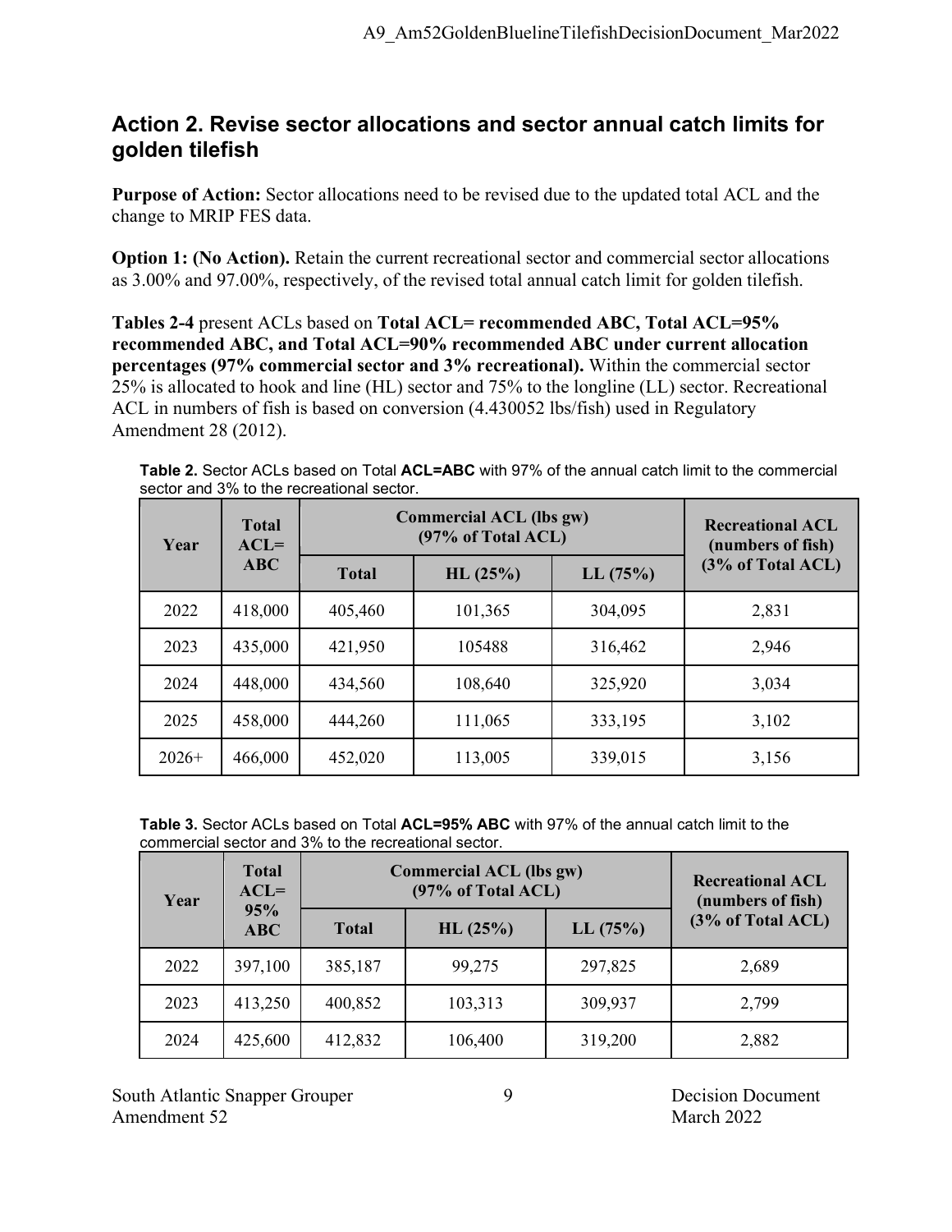## Action 2. Revise sector allocations and sector annual catch limits for golden tilefish

**Purpose of Action:** Sector allocations need to be revised due to the updated total ACL and the change to MRIP FES data.

**Option 1: (No Action).** Retain the current recreational sector and commercial sector allocations as 3.00% and 97.00%, respectively, of the revised total annual catch limit for golden tilefish.

**Tables 2-4** present ACLs based on **Total ACL= recommended ABC, Total ACL=95% recommended ABC, and Total ACL=90% recommended ABC under current allocation percentages (97% commercial sector and 3% recreational).** Within the commercial sector 25% is allocated to hook and line (HL) sector and 75% to the longline (LL) sector. Recreational ACL in numbers of fish is based on conversion (4.430052 lbs/fish) used in Regulatory Amendment 28 (2012).

**Table 2.** Sector ACLs based on Total **ACL=ABC** with 97% of the annual catch limit to the commercial sector and 3% to the recreational sector.

| Year | Total ACL= ABC | Commercial ACL (lbs gw) (97% of Total ACL) | | | Recreational ACL (numbers of fish) (3% of Total ACL) |
|---|---|---|---|---|---|
| | | Total | HL (25%) | LL (75%) | |
| 2022 | 418,000 | 405,460 | 101,365 | 304,095 | 2,831 |
| 2023 | 435,000 | 421,950 | 105488 | 316,462 | 2,946 |
| 2024 | 448,000 | 434,560 | 108,640 | 325,920 | 3,034 |
| 2025 | 458,000 | 444,260 | 111,065 | 333,195 | 3,102 |
| 2026+ | 466,000 | 452,020 | 113,005 | 339,015 | 3,156 |

**Table 3.** Sector ACLs based on Total **ACL=95% ABC** with 97% of the annual catch limit to the commercial sector and 3% to the recreational sector.

| Year | Total ACL= 95% ABC | Commercial ACL (lbs gw) (97% of Total ACL) | | | Recreational ACL (numbers of fish) (3% of Total ACL) |
|---|---|---|---|---|---|
| | | Total | HL (25%) | LL (75%) | |
| 2022 | 397,100 | 385,187 | 99,275 | 297,825 | 2,689 |
| 2023 | 413,250 | 400,852 | 103,313 | 309,937 | 2,799 |
| 2024 | 425,600 | 412,832 | 106,400 | 319,200 | 2,882 |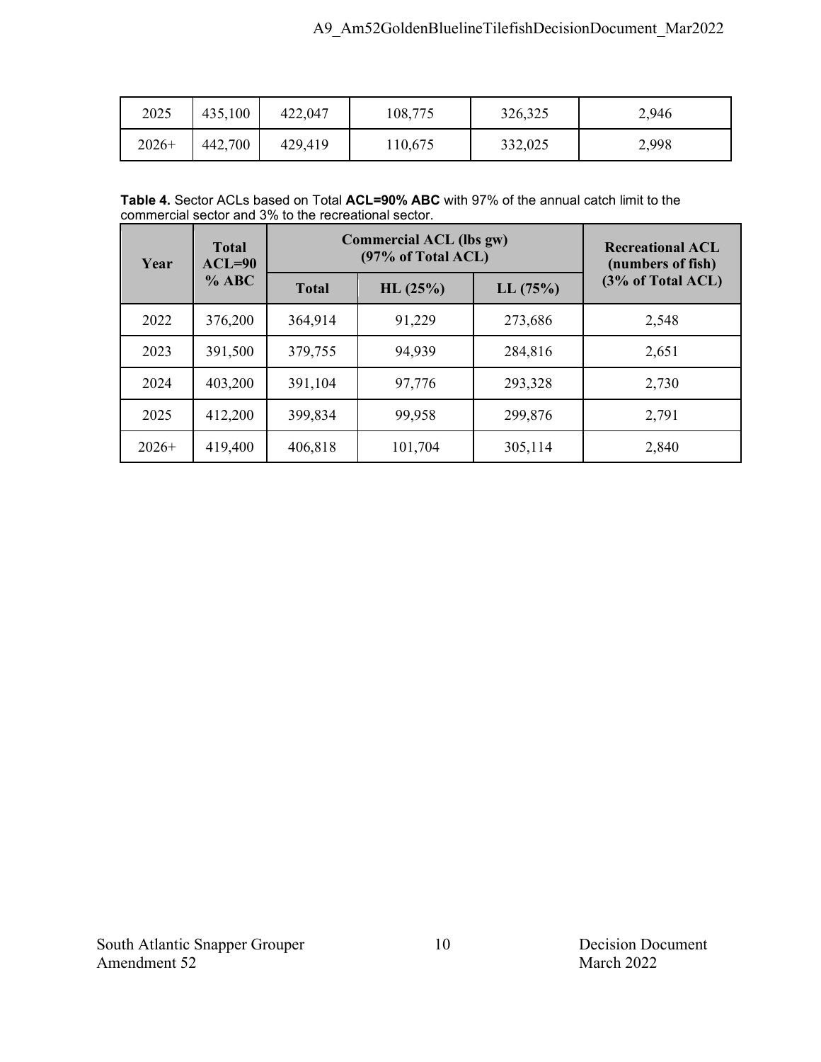| 2025 | 435,100 | 422,047 | 108,775 | 326,325 | 2,946 |
|---|---|---|---|---|---|
| 2026+ | 442,700 | 429,419 | 110,675 | 332,025 | 2,998 |

**Table 4.** Sector ACLs based on Total **ACL=90% ABC** with 97% of the annual catch limit to the commercial sector and 3% to the recreational sector.

| Year | Total ACL=90 % ABC | Commercial ACL (lbs gw) (97% of Total ACL) | | | Recreational ACL (numbers of fish) (3% of Total ACL) |
|---|---|---|---|---|---|
| | | Total | HL (25%) | LL (75%) | |
| 2022 | 376,200 | 364,914 | 91,229 | 273,686 | 2,548 |
| 2023 | 391,500 | 379,755 | 94,939 | 284,816 | 2,651 |
| 2024 | 403,200 | 391,104 | 97,776 | 293,328 | 2,730 |
| 2025 | 412,200 | 399,834 | 99,958 | 299,876 | 2,791 |
| 2026+ | 419,400 | 406,818 | 101,704 | 305,114 | 2,840 |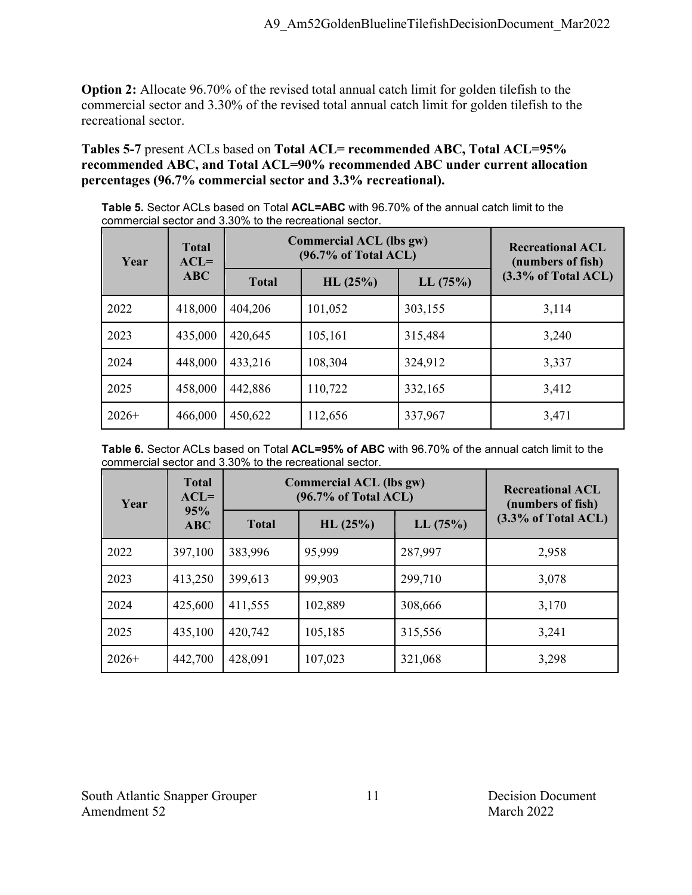**Option 2:** Allocate 96.70% of the revised total annual catch limit for golden tilefish to the commercial sector and 3.30% of the revised total annual catch limit for golden tilefish to the recreational sector.

**Tables 5-7** present ACLs based on **Total ACL= recommended ABC, Total ACL=95% recommended ABC, and Total ACL=90% recommended ABC under current allocation percentages (96.7% commercial sector and 3.3% recreational).**

**Table 5.** Sector ACLs based on Total **ACL=ABC** with 96.70% of the annual catch limit to the commercial sector and 3.30% to the recreational sector.

| Year | Total ACL= ABC | Commercial ACL (lbs gw) (96.7% of Total ACL) | | | Recreational ACL (numbers of fish) (3.3% of Total ACL) |
|---|---|---|---|---|---|
| | | Total | HL (25%) | LL (75%) | |
| 2022 | 418,000 | 404,206 | 101,052 | 303,155 | 3,114 |
| 2023 | 435,000 | 420,645 | 105,161 | 315,484 | 3,240 |
| 2024 | 448,000 | 433,216 | 108,304 | 324,912 | 3,337 |
| 2025 | 458,000 | 442,886 | 110,722 | 332,165 | 3,412 |
| 2026+ | 466,000 | 450,622 | 112,656 | 337,967 | 3,471 |

**Table 6.** Sector ACLs based on Total **ACL=95% of ABC** with 96.70% of the annual catch limit to the commercial sector and 3.30% to the recreational sector.

| Year | Total ACL= 95% ABC | Commercial ACL (lbs gw) (96.7% of Total ACL) | | | Recreational ACL (numbers of fish) (3.3% of Total ACL) |
|---|---|---|---|---|---|
| | | Total | HL (25%) | LL (75%) | |
| 2022 | 397,100 | 383,996 | 95,999 | 287,997 | 2,958 |
| 2023 | 413,250 | 399,613 | 99,903 | 299,710 | 3,078 |
| 2024 | 425,600 | 411,555 | 102,889 | 308,666 | 3,170 |
| 2025 | 435,100 | 420,742 | 105,185 | 315,556 | 3,241 |
| 2026+ | 442,700 | 428,091 | 107,023 | 321,068 | 3,298 |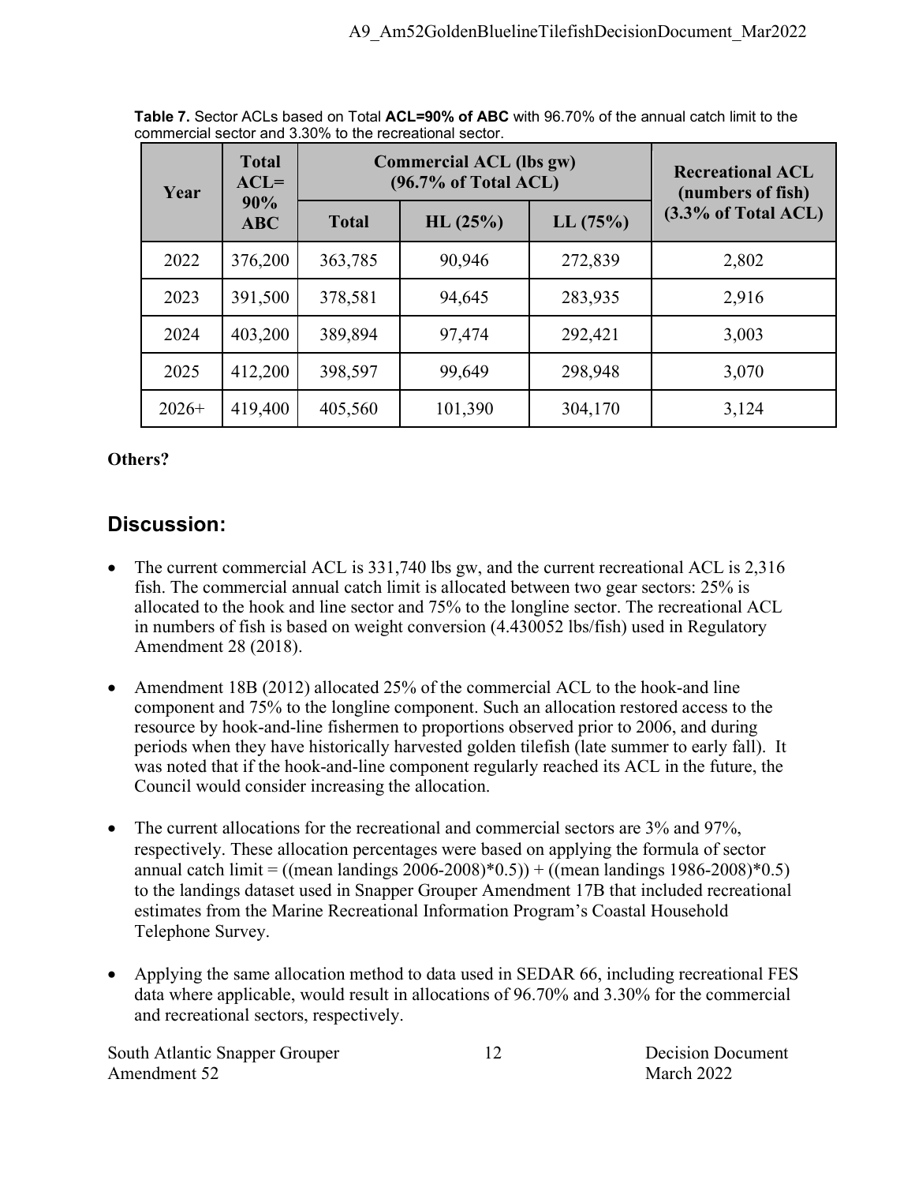**Table 7.** Sector ACLs based on Total **ACL=90% of ABC** with 96.70% of the annual catch limit to the commercial sector and 3.30% to the recreational sector.

| Year | Total ACL= 90% ABC | Commercial ACL (lbs gw) (96.7% of Total ACL) | | | Recreational ACL (numbers of fish) (3.3% of Total ACL) |
|---|---|---|---|---|---|
| | | Total | HL (25%) | LL (75%) | |
| 2022 | 376,200 | 363,785 | 90,946 | 272,839 | 2,802 |
| 2023 | 391,500 | 378,581 | 94,645 | 283,935 | 2,916 |
| 2024 | 403,200 | 389,894 | 97,474 | 292,421 | 3,003 |
| 2025 | 412,200 | 398,597 | 99,649 | 298,948 | 3,070 |
| 2026+ | 419,400 | 405,560 | 101,390 | 304,170 | 3,124 |

**Others?**

## Discussion:

- The current commercial ACL is 331,740 lbs gw, and the current recreational ACL is 2,316 fish. The commercial annual catch limit is allocated between two gear sectors: 25% is allocated to the hook and line sector and 75% to the longline sector. The recreational ACL in numbers of fish is based on weight conversion (4.430052 lbs/fish) used in Regulatory Amendment 28 (2018).

- Amendment 18B (2012) allocated 25% of the commercial ACL to the hook-and line component and 75% to the longline component. Such an allocation restored access to the resource by hook-and-line fishermen to proportions observed prior to 2006, and during periods when they have historically harvested golden tilefish (late summer to early fall). It was noted that if the hook-and-line component regularly reached its ACL in the future, the Council would consider increasing the allocation.

- The current allocations for the recreational and commercial sectors are 3% and 97%, respectively. These allocation percentages were based on applying the formula of sector annual catch limit = ((mean landings 2006-2008)*0.5)) + ((mean landings 1986-2008)*0.5) to the landings dataset used in Snapper Grouper Amendment 17B that included recreational estimates from the Marine Recreational Information Program's Coastal Household Telephone Survey.

- Applying the same allocation method to data used in SEDAR 66, including recreational FES data where applicable, would result in allocations of 96.70% and 3.30% for the commercial and recreational sectors, respectively.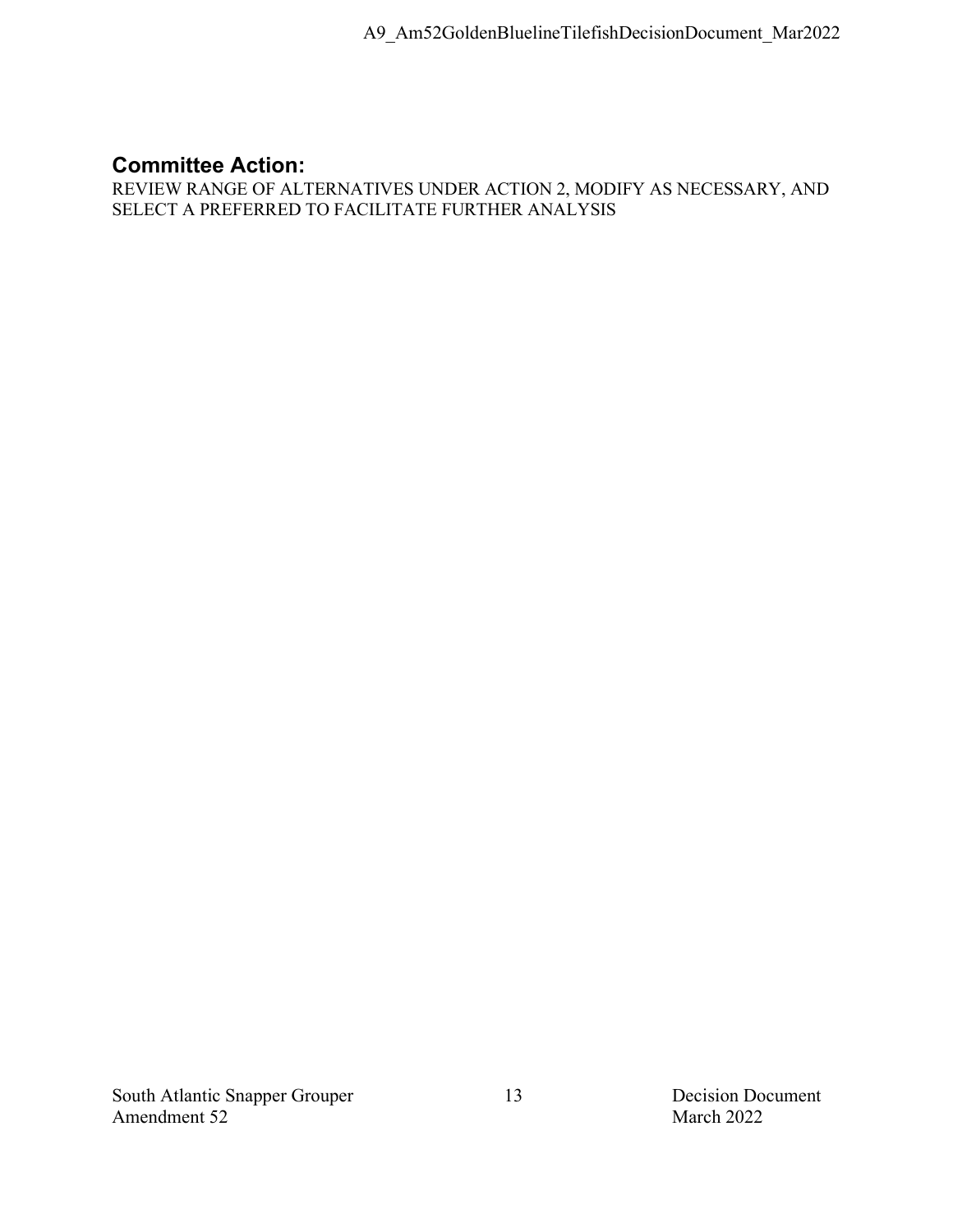## Committee Action:

REVIEW RANGE OF ALTERNATIVES UNDER ACTION 2, MODIFY AS NECESSARY, AND SELECT A PREFERRED TO FACILITATE FURTHER ANALYSIS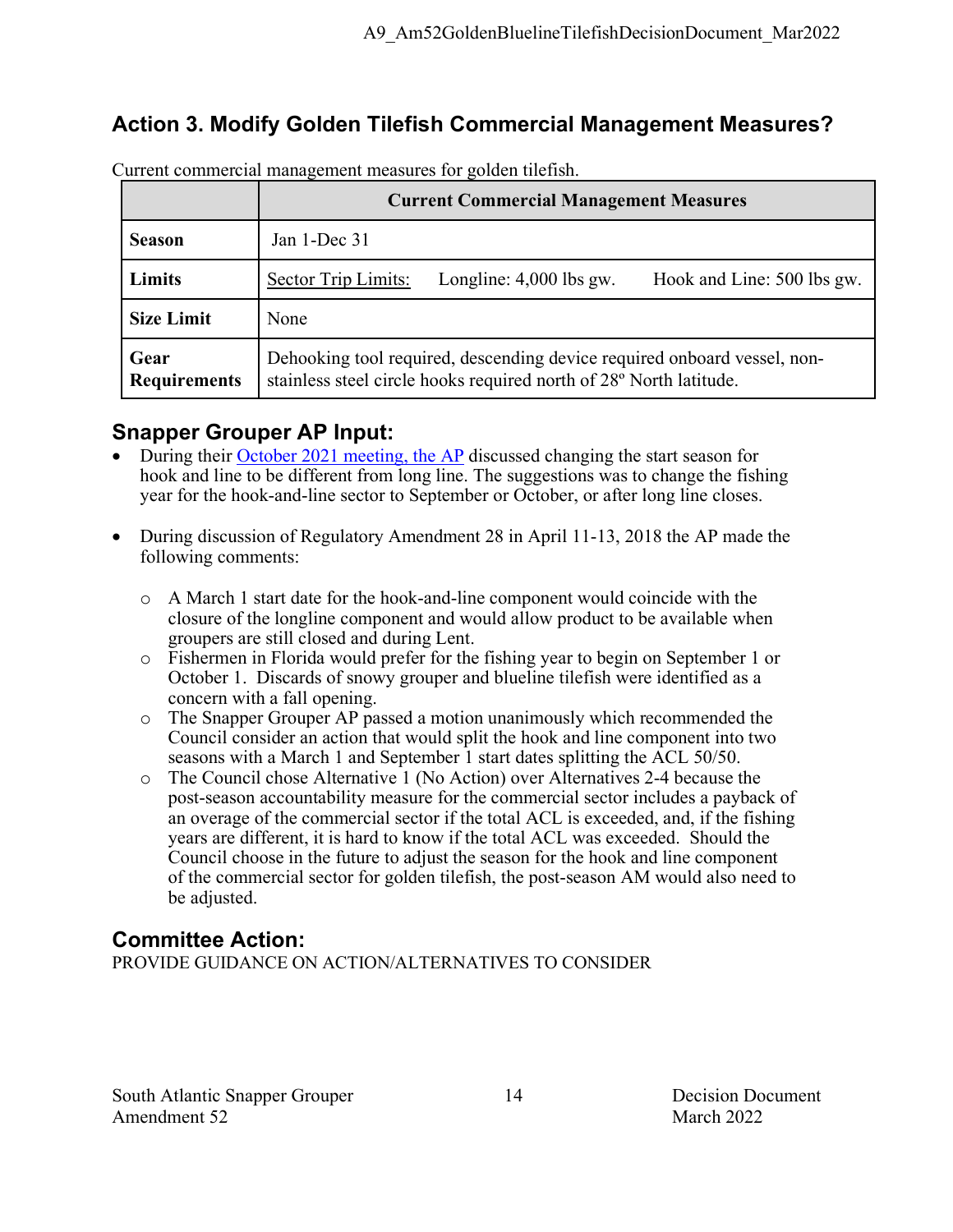## Action 3. Modify Golden Tilefish Commercial Management Measures?

Current commercial management measures for golden tilefish.

| | Current Commercial Management Measures |
|---|---|
| **Season** | Jan 1-Dec 31 |
| **Limits** | Sector Trip Limits: Longline: 4,000 lbs gw. Hook and Line: 500 lbs gw. |
| **Size Limit** | None |
| **Gear Requirements** | Dehooking tool required, descending device required onboard vessel, non-stainless steel circle hooks required north of 28º North latitude. |

### Snapper Grouper AP Input:

- During their October 2021 meeting, the AP discussed changing the start season for hook and line to be different from long line. The suggestions was to change the fishing year for the hook-and-line sector to September or October, or after long line closes.

- During discussion of Regulatory Amendment 28 in April 11-13, 2018 the AP made the following comments:
  - A March 1 start date for the hook-and-line component would coincide with the closure of the longline component and would allow product to be available when groupers are still closed and during Lent.
  - Fishermen in Florida would prefer for the fishing year to begin on September 1 or October 1. Discards of snowy grouper and blueline tilefish were identified as a concern with a fall opening.
  - The Snapper Grouper AP passed a motion unanimously which recommended the Council consider an action that would split the hook and line component into two seasons with a March 1 and September 1 start dates splitting the ACL 50/50.
  - The Council chose Alternative 1 (No Action) over Alternatives 2-4 because the post-season accountability measure for the commercial sector includes a payback of an overage of the commercial sector if the total ACL is exceeded, and, if the fishing years are different, it is hard to know if the total ACL was exceeded. Should the Council choose in the future to adjust the season for the hook and line component of the commercial sector for golden tilefish, the post-season AM would also need to be adjusted.

### Committee Action:

PROVIDE GUIDANCE ON ACTION/ALTERNATIVES TO CONSIDER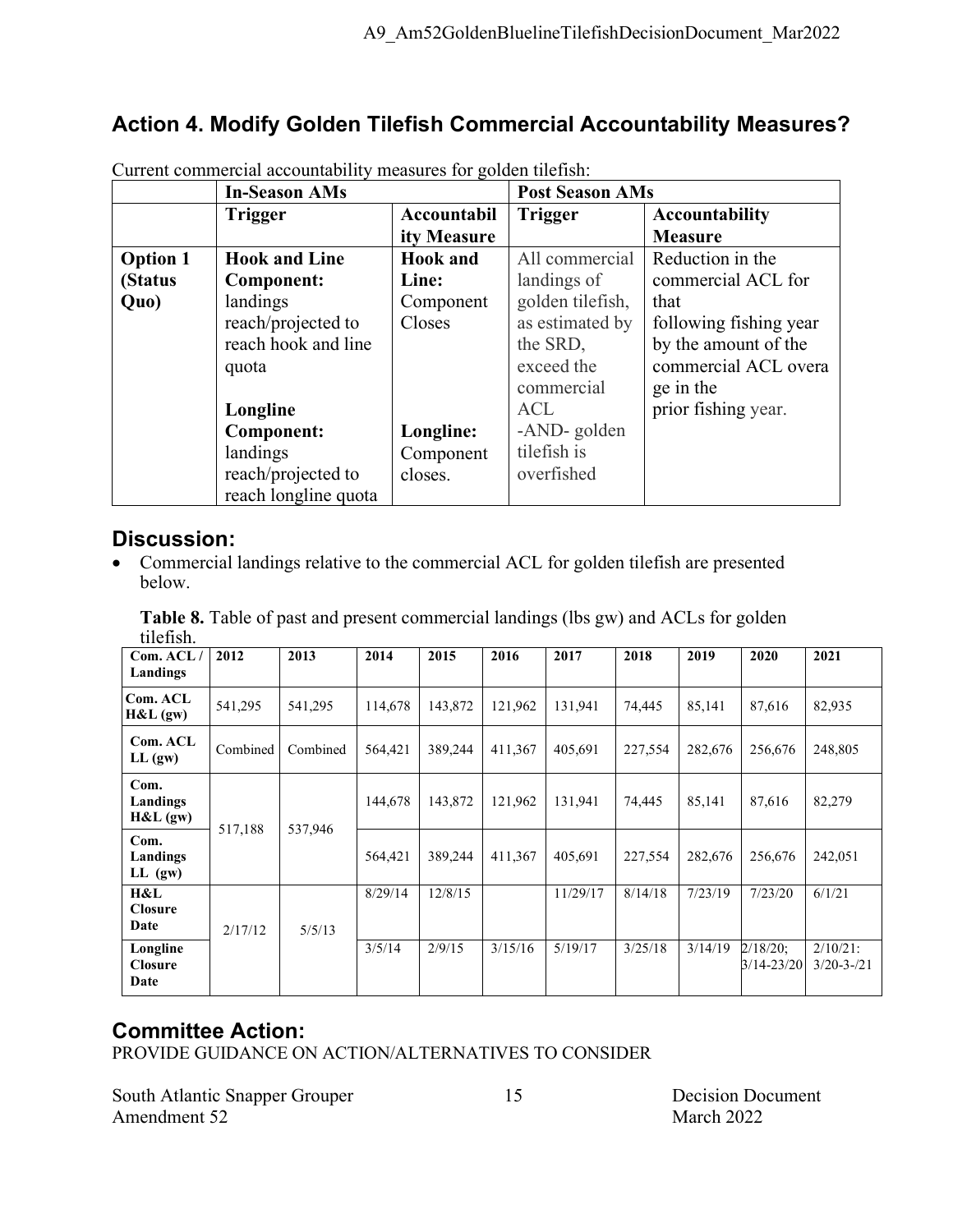## Action 4. Modify Golden Tilefish Commercial Accountability Measures?

Current commercial accountability measures for golden tilefish:

| | In-Season AMs | | Post Season AMs | |
|---|---|---|---|---|
| | **Trigger** | **Accountability Measure** | **Trigger** | **Accountability Measure** |
| **Option 1 (Status Quo)** | **Hook and Line Component:** landings reach/projected to reach hook and line quota<br><br>**Longline Component:** landings reach/projected to reach longline quota | **Hook and Line:** Component Closes<br><br>**Longline:** Component closes. | All commercial landings of golden tilefish, as estimated by the SRD, exceed the commercial ACL -AND- golden tilefish is overfished | Reduction in the commercial ACL for that following fishing year by the amount of the commercial ACL overage in the prior fishing year. |

## Discussion:

- Commercial landings relative to the commercial ACL for golden tilefish are presented below.

**Table 8.** Table of past and present commercial landings (lbs gw) and ACLs for golden tilefish.

| Com. ACL / Landings | 2012 | 2013 | 2014 | 2015 | 2016 | 2017 | 2018 | 2019 | 2020 | 2021 |
|---|---|---|---|---|---|---|---|---|---|---|
| Com. ACL H&L (gw) | 541,295 | 541,295 | 114,678 | 143,872 | 121,962 | 131,941 | 74,445 | 85,141 | 87,616 | 82,935 |
| Com. ACL LL (gw) | Combined | Combined | 564,421 | 389,244 | 411,367 | 405,691 | 227,554 | 282,676 | 256,676 | 248,805 |
| Com. Landings H&L (gw) | 517,188 | 537,946 | 144,678 | 143,872 | 121,962 | 131,941 | 74,445 | 85,141 | 87,616 | 82,279 |
| Com. Landings LL (gw) | | | 564,421 | 389,244 | 411,367 | 405,691 | 227,554 | 282,676 | 256,676 | 242,051 |
| H&L Closure Date | 2/17/12 | 5/5/13 | 8/29/14 | 12/8/15 | | 11/29/17 | 8/14/18 | 7/23/19 | 7/23/20 | 6/1/21 |
| Longline Closure Date | | | 3/5/14 | 2/9/15 | 3/15/16 | 5/19/17 | 3/25/18 | 3/14/19 | 2/18/20; 3/14-23/20 | 2/10/21: 3/20-3-/21 |

## Committee Action:

PROVIDE GUIDANCE ON ACTION/ALTERNATIVES TO CONSIDER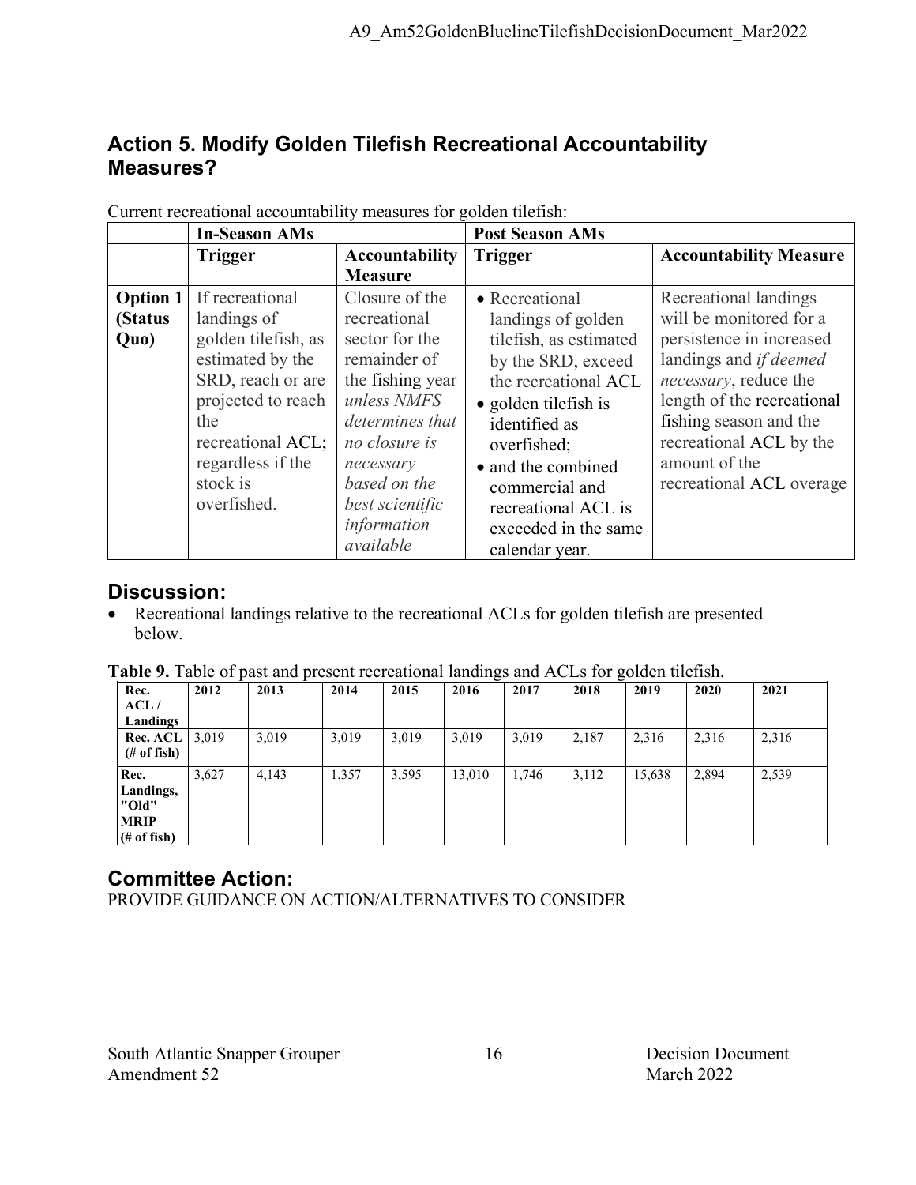## Action 5. Modify Golden Tilefish Recreational Accountability Measures?

Current recreational accountability measures for golden tilefish:

| | In-Season AMs | | Post Season AMs | |
|---|---|---|---|---|
| | **Trigger** | **Accountability Measure** | **Trigger** | **Accountability Measure** |
| **Option 1 (Status Quo)** | If recreational landings of golden tilefish, as estimated by the SRD, reach or are projected to reach the recreational ACL; regardless if the stock is overfished. | Closure of the recreational sector for the remainder of the fishing year *unless NMFS determines that no closure is necessary based on the best scientific information available* | • Recreational landings of golden tilefish, as estimated by the SRD, exceed the recreational ACL<br>• golden tilefish is identified as overfished;<br>• and the combined commercial and recreational ACL is exceeded in the same calendar year. | Recreational landings will be monitored for a persistence in increased landings and *if deemed necessary*, reduce the length of the recreational fishing season and the recreational ACL by the amount of the recreational ACL overage |

## Discussion:

- Recreational landings relative to the recreational ACLs for golden tilefish are presented below.

**Table 9.** Table of past and present recreational landings and ACLs for golden tilefish.

| Rec. ACL / Landings | 2012 | 2013 | 2014 | 2015 | 2016 | 2017 | 2018 | 2019 | 2020 | 2021 |
|---|---|---|---|---|---|---|---|---|---|---|
| **Rec. ACL (# of fish)** | 3,019 | 3,019 | 3,019 | 3,019 | 3,019 | 3,019 | 2,187 | 2,316 | 2,316 | 2,316 |
| **Rec. Landings, "Old" MRIP (# of fish)** | 3,627 | 4,143 | 1,357 | 3,595 | 13,010 | 1,746 | 3,112 | 15,638 | 2,894 | 2,539 |

## Committee Action:

PROVIDE GUIDANCE ON ACTION/ALTERNATIVES TO CONSIDER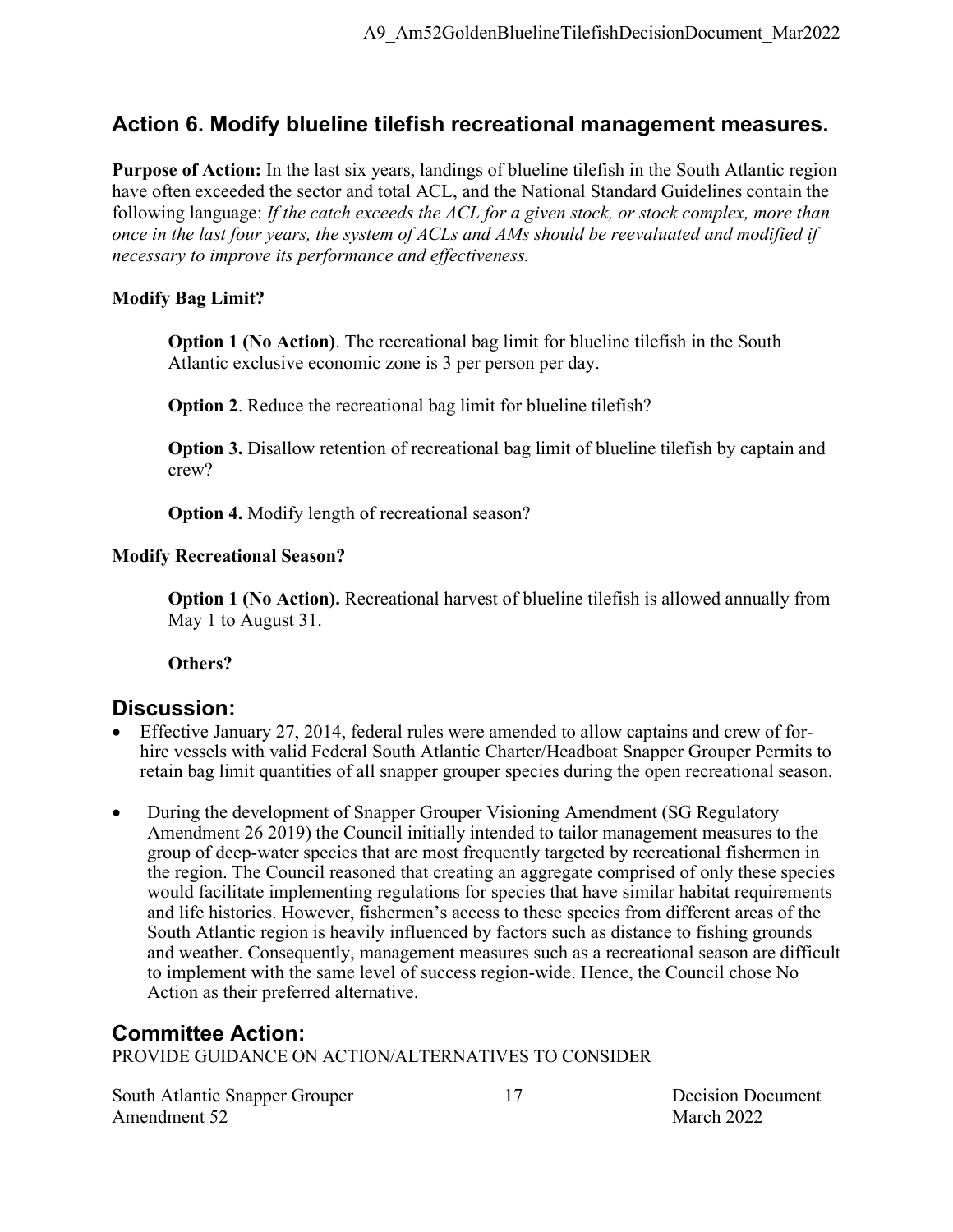## Action 6. Modify blueline tilefish recreational management measures.

**Purpose of Action:** In the last six years, landings of blueline tilefish in the South Atlantic region have often exceeded the sector and total ACL, and the National Standard Guidelines contain the following language: *If the catch exceeds the ACL for a given stock, or stock complex, more than once in the last four years, the system of ACLs and AMs should be reevaluated and modified if necessary to improve its performance and effectiveness.*

**Modify Bag Limit?**

> **Option 1 (No Action)**. The recreational bag limit for blueline tilefish in the South Atlantic exclusive economic zone is 3 per person per day.
>
> **Option 2**. Reduce the recreational bag limit for blueline tilefish?
>
> **Option 3.** Disallow retention of recreational bag limit of blueline tilefish by captain and crew?
>
> **Option 4.** Modify length of recreational season?

**Modify Recreational Season?**

> **Option 1 (No Action).** Recreational harvest of blueline tilefish is allowed annually from May 1 to August 31.
>
> **Others?**

## Discussion:

- Effective January 27, 2014, federal rules were amended to allow captains and crew of for-hire vessels with valid Federal South Atlantic Charter/Headboat Snapper Grouper Permits to retain bag limit quantities of all snapper grouper species during the open recreational season.
- During the development of Snapper Grouper Visioning Amendment (SG Regulatory Amendment 26 2019) the Council initially intended to tailor management measures to the group of deep-water species that are most frequently targeted by recreational fishermen in the region. The Council reasoned that creating an aggregate comprised of only these species would facilitate implementing regulations for species that have similar habitat requirements and life histories. However, fishermen's access to these species from different areas of the South Atlantic region is heavily influenced by factors such as distance to fishing grounds and weather. Consequently, management measures such as a recreational season are difficult to implement with the same level of success region-wide. Hence, the Council chose No Action as their preferred alternative.

## Committee Action:

PROVIDE GUIDANCE ON ACTION/ALTERNATIVES TO CONSIDER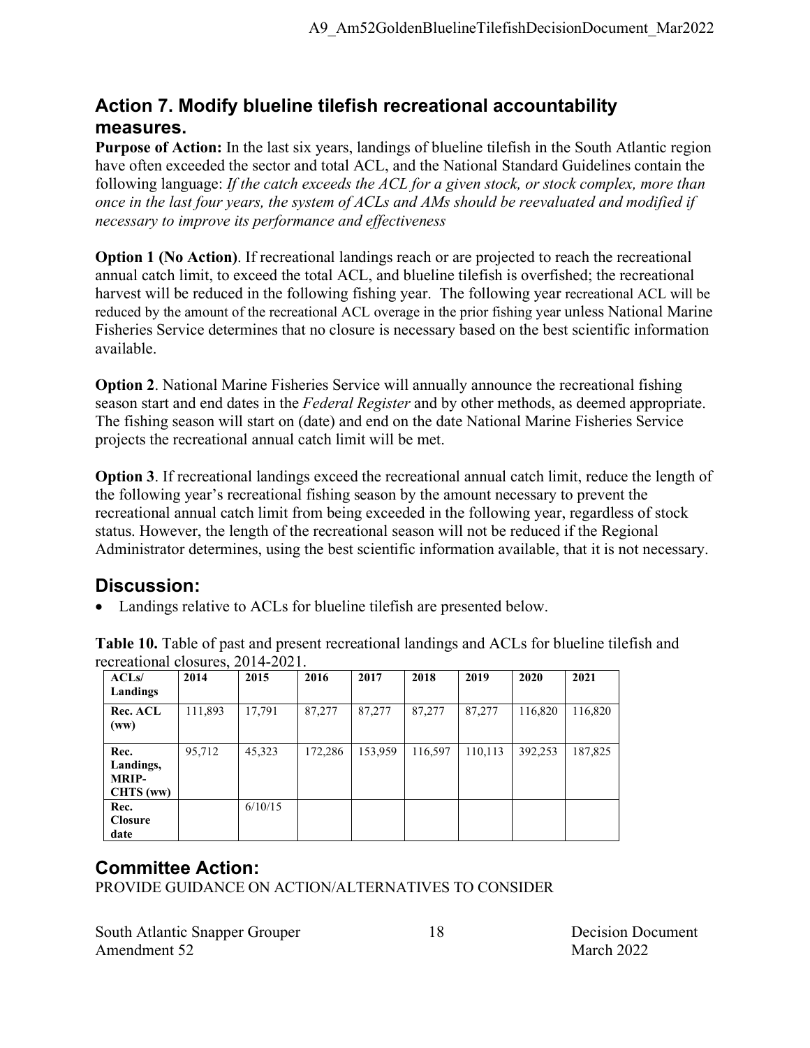## Action 7. Modify blueline tilefish recreational accountability measures.

**Purpose of Action:** In the last six years, landings of blueline tilefish in the South Atlantic region have often exceeded the sector and total ACL, and the National Standard Guidelines contain the following language: *If the catch exceeds the ACL for a given stock, or stock complex, more than once in the last four years, the system of ACLs and AMs should be reevaluated and modified if necessary to improve its performance and effectiveness*

**Option 1 (No Action)**. If recreational landings reach or are projected to reach the recreational annual catch limit, to exceed the total ACL, and blueline tilefish is overfished; the recreational harvest will be reduced in the following fishing year. The following year recreational ACL will be reduced by the amount of the recreational ACL overage in the prior fishing year unless National Marine Fisheries Service determines that no closure is necessary based on the best scientific information available.

**Option 2**. National Marine Fisheries Service will annually announce the recreational fishing season start and end dates in the *Federal Register* and by other methods, as deemed appropriate. The fishing season will start on (date) and end on the date National Marine Fisheries Service projects the recreational annual catch limit will be met.

**Option 3**. If recreational landings exceed the recreational annual catch limit, reduce the length of the following year's recreational fishing season by the amount necessary to prevent the recreational annual catch limit from being exceeded in the following year, regardless of stock status. However, the length of the recreational season will not be reduced if the Regional Administrator determines, using the best scientific information available, that it is not necessary.

## Discussion:

- Landings relative to ACLs for blueline tilefish are presented below.

**Table 10.** Table of past and present recreational landings and ACLs for blueline tilefish and recreational closures, 2014-2021.

| ACLs/ Landings | 2014 | 2015 | 2016 | 2017 | 2018 | 2019 | 2020 | 2021 |
|---|---|---|---|---|---|---|---|---|
| Rec. ACL (ww) | 111,893 | 17,791 | 87,277 | 87,277 | 87,277 | 87,277 | 116,820 | 116,820 |
| Rec. Landings, MRIP-CHTS (ww) | 95,712 | 45,323 | 172,286 | 153,959 | 116,597 | 110,113 | 392,253 | 187,825 |
| Rec. Closure date | | 6/10/15 | | | | | | |

## Committee Action:

PROVIDE GUIDANCE ON ACTION/ALTERNATIVES TO CONSIDER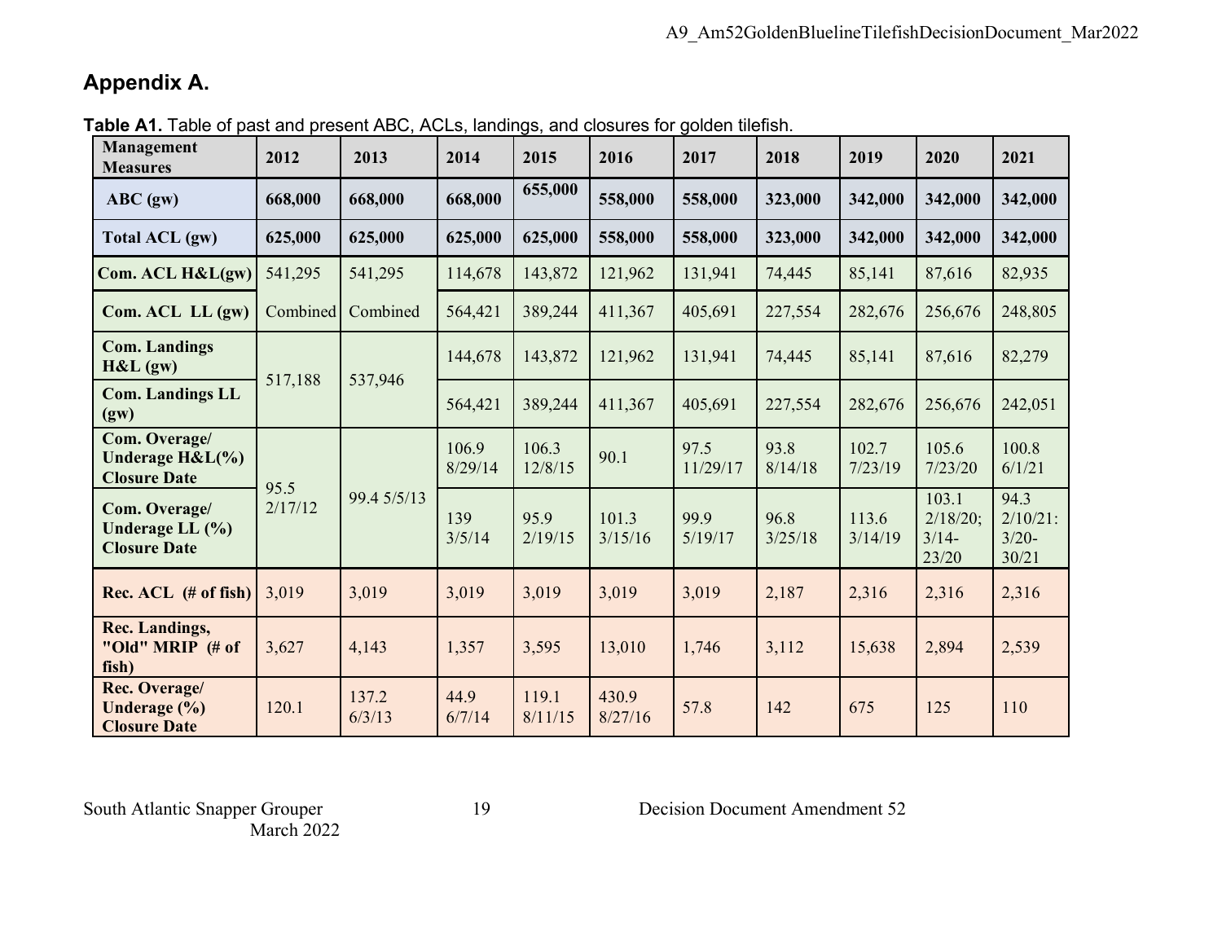## Appendix A.

**Table A1.** Table of past and present ABC, ACLs, landings, and closures for golden tilefish.

| Management Measures | 2012 | 2013 | 2014 | 2015 | 2016 | 2017 | 2018 | 2019 | 2020 | 2021 |
|---|---|---|---|---|---|---|---|---|---|---|
| **ABC (gw)** | **668,000** | **668,000** | **668,000** | **655,000** | **558,000** | **558,000** | **323,000** | **342,000** | **342,000** | **342,000** |
| **Total ACL (gw)** | **625,000** | **625,000** | **625,000** | **625,000** | **558,000** | **558,000** | **323,000** | **342,000** | **342,000** | **342,000** |
| **Com. ACL H&L(gw)** | 541,295 | 541,295 | 114,678 | 143,872 | 121,962 | 131,941 | 74,445 | 85,141 | 87,616 | 82,935 |
| **Com. ACL LL (gw)** | Combined | Combined | 564,421 | 389,244 | 411,367 | 405,691 | 227,554 | 282,676 | 256,676 | 248,805 |
| **Com. Landings H&L (gw)** | 517,188 | 537,946 | 144,678 | 143,872 | 121,962 | 131,941 | 74,445 | 85,141 | 87,616 | 82,279 |
| **Com. Landings LL (gw)** | | | 564,421 | 389,244 | 411,367 | 405,691 | 227,554 | 282,676 | 256,676 | 242,051 |
| **Com. Overage/ Underage H&L(%) Closure Date** | 95.5 2/17/12 | 99.4 5/5/13 | 106.9 8/29/14 | 106.3 12/8/15 | 90.1 | 97.5 11/29/17 | 93.8 8/14/18 | 102.7 7/23/19 | 105.6 7/23/20 | 100.8 6/1/21 |
| **Com. Overage/ Underage LL (%) Closure Date** | | | 139 3/5/14 | 95.9 2/19/15 | 101.3 3/15/16 | 99.9 5/19/17 | 96.8 3/25/18 | 113.6 3/14/19 | 103.1 2/18/20; 3/14-23/20 | 94.3 2/10/21: 3/20-30/21 |
| **Rec. ACL (# of fish)** | 3,019 | 3,019 | 3,019 | 3,019 | 3,019 | 3,019 | 2,187 | 2,316 | 2,316 | 2,316 |
| **Rec. Landings, "Old" MRIP (# of fish)** | 3,627 | 4,143 | 1,357 | 3,595 | 13,010 | 1,746 | 3,112 | 15,638 | 2,894 | 2,539 |
| **Rec. Overage/ Underage (%) Closure Date** | 120.1 | 137.2 6/3/13 | 44.9 6/7/14 | 119.1 8/11/15 | 430.9 8/27/16 | 57.8 | 142 | 675 | 125 | 110 |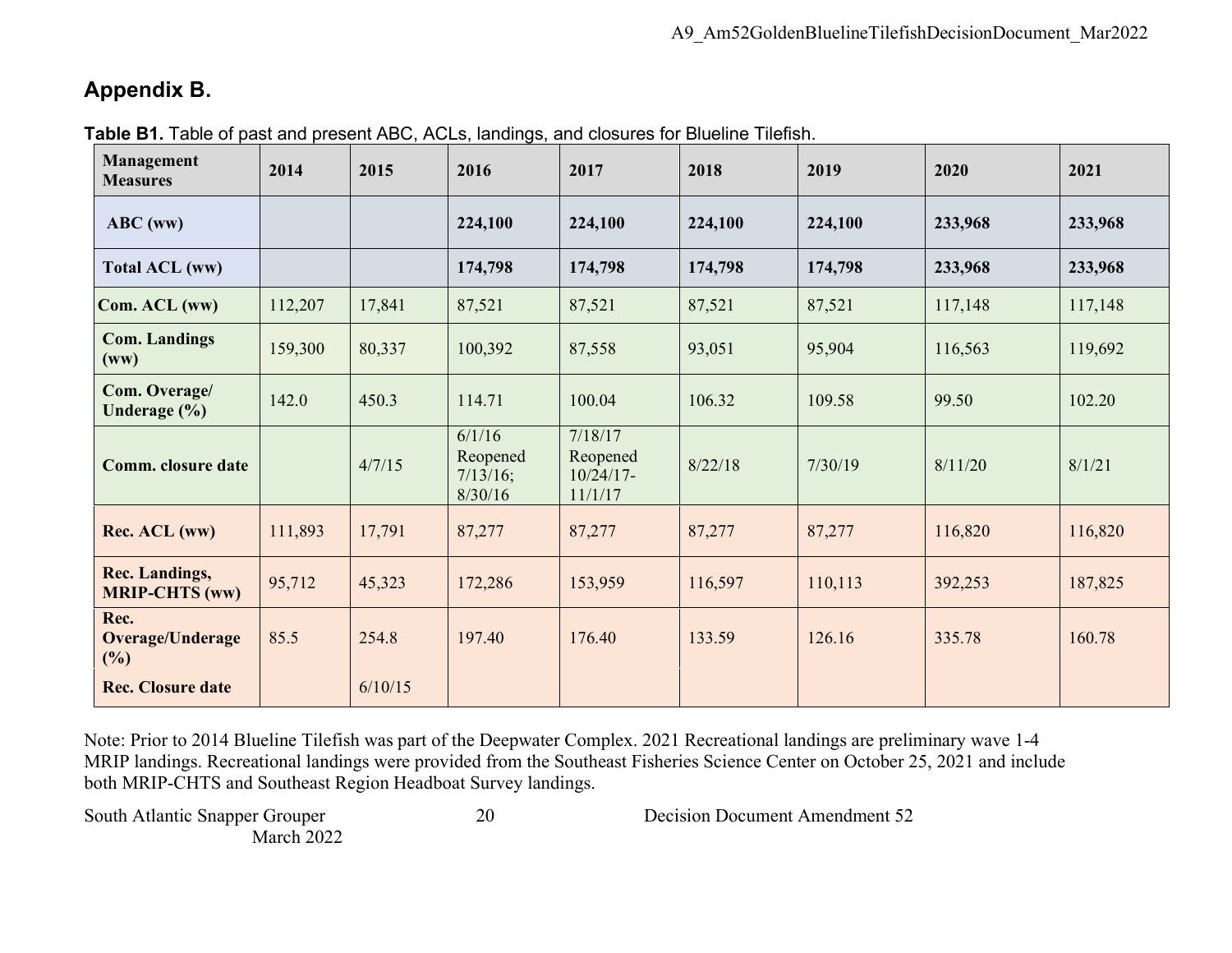## Appendix B.

**Table B1.** Table of past and present ABC, ACLs, landings, and closures for Blueline Tilefish.

| Management Measures | 2014 | 2015 | 2016 | 2017 | 2018 | 2019 | 2020 | 2021 |
|---|---|---|---|---|---|---|---|---|
| **ABC (ww)** | | | **224,100** | **224,100** | **224,100** | **224,100** | **233,968** | **233,968** |
| **Total ACL (ww)** | | | **174,798** | **174,798** | **174,798** | **174,798** | **233,968** | **233,968** |
| **Com. ACL (ww)** | 112,207 | 17,841 | 87,521 | 87,521 | 87,521 | 87,521 | 117,148 | 117,148 |
| **Com. Landings (ww)** | 159,300 | 80,337 | 100,392 | 87,558 | 93,051 | 95,904 | 116,563 | 119,692 |
| **Com. Overage/ Underage (%)** | 142.0 | 450.3 | 114.71 | 100.04 | 106.32 | 109.58 | 99.50 | 102.20 |
| **Comm. closure date** | | 4/7/15 | 6/1/16 Reopened 7/13/16; 8/30/16 | 7/18/17 Reopened 10/24/17-11/1/17 | 8/22/18 | 7/30/19 | 8/11/20 | 8/1/21 |
| **Rec. ACL (ww)** | 111,893 | 17,791 | 87,277 | 87,277 | 87,277 | 87,277 | 116,820 | 116,820 |
| **Rec. Landings, MRIP-CHTS (ww)** | 95,712 | 45,323 | 172,286 | 153,959 | 116,597 | 110,113 | 392,253 | 187,825 |
| **Rec. Overage/Underage (%)** | 85.5 | 254.8 | 197.40 | 176.40 | 133.59 | 126.16 | 335.78 | 160.78 |
| **Rec. Closure date** | | 6/10/15 | | | | | | |

Note: Prior to 2014 Blueline Tilefish was part of the Deepwater Complex. 2021 Recreational landings are preliminary wave 1-4 MRIP landings. Recreational landings were provided from the Southeast Fisheries Science Center on October 25, 2021 and include both MRIP-CHTS and Southeast Region Headboat Survey landings.